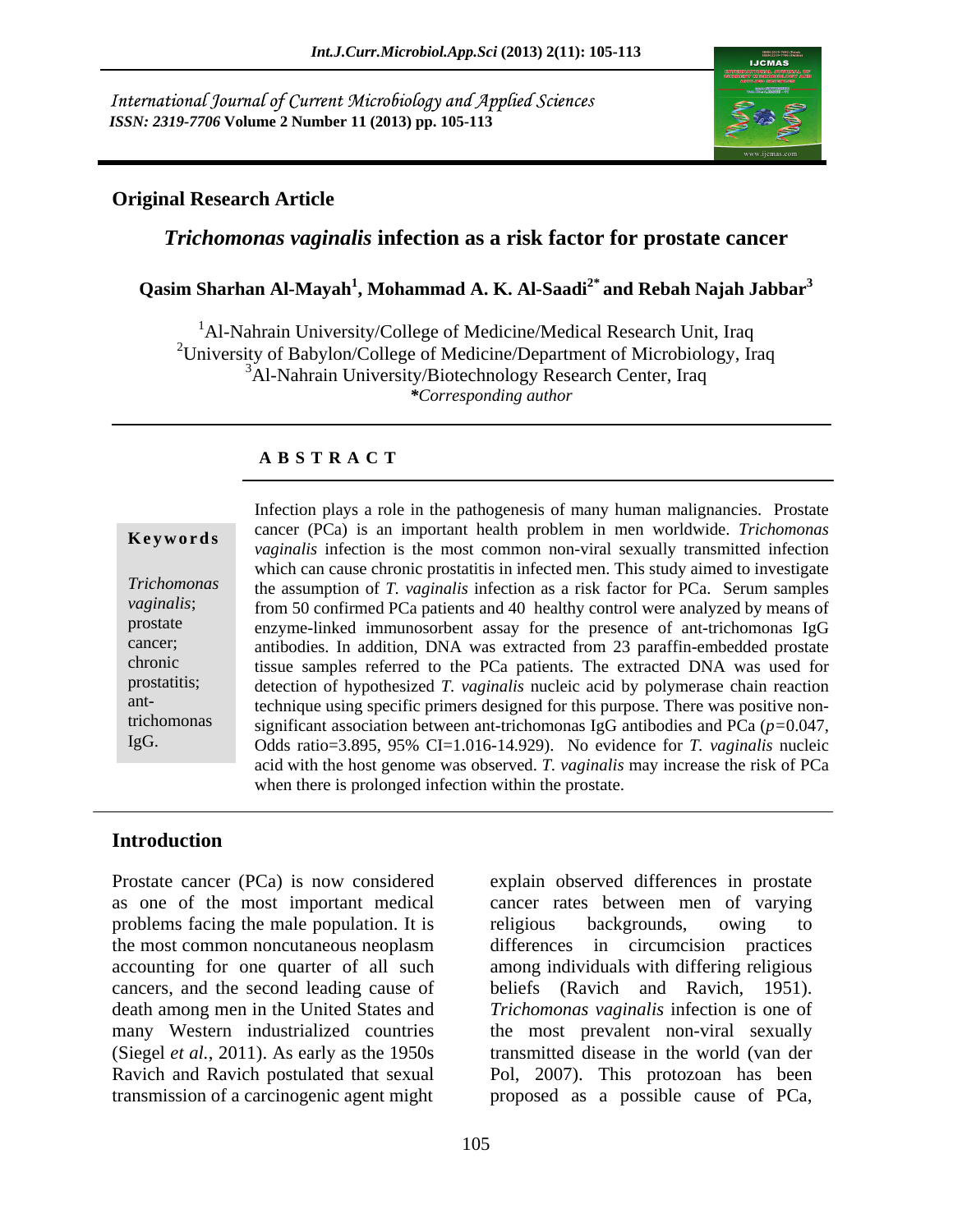International Journal of Current Microbiology and Applied Sciences
*ISSN: 2319-7706* **Volume 2 Number 11 (2013) pp. 105-113**

**Original Research Article**

# *Trichomonas vaginalis* infection as a risk factor for prostate cancer

**Qasim Sharhan Al-Mayah[1], Mohammad A. K. Al-Saadi[2*] and Rebah Najah Jabbar[3]**

[1]Al-Nahrain University/College of Medicine/Medical Research Unit, Iraq
[2]University of Babylon/College of Medicine/Department of Microbiology, Iraq
[3]Al-Nahrain University/Biotechnology Research Center, Iraq
***Corresponding author**

## A B S T R A C T

**Keywords**

*Trichomonas vaginalis*; prostate cancer; chronic prostatitis; ant-trichomonas IgG.

Infection plays a role in the pathogenesis of many human malignancies. Prostate cancer (PCa) is an important health problem in men worldwide. *Trichomonas vaginalis* infection is the most common non-viral sexually transmitted infection which can cause chronic prostatitis in infected men. This study aimed to investigate the assumption of *T. vaginalis* infection as a risk factor for PCa. Serum samples from 50 confirmed PCa patients and 40 healthy control were analyzed by means of enzyme-linked immunosorbent assay for the presence of ant-trichomonas IgG antibodies. In addition, DNA was extracted from 23 paraffin-embedded prostate tissue samples referred to the PCa patients. The extracted DNA was used for detection of hypothesized *T. vaginalis* nucleic acid by polymerase chain reaction technique using specific primers designed for this purpose. There was positive non-significant association between ant-trichomonas IgG antibodies and PCa ($p$=0.047, Odds ratio=3.895, 95% CI=1.016-14.929). No evidence for *T. vaginalis* nucleic acid with the host genome was observed. *T. vaginalis* may increase the risk of PCa when there is prolonged infection within the prostate.

## Introduction

Prostate cancer (PCa) is now considered as one of the most important medical problems facing the male population. It is the most common noncutaneous neoplasm accounting for one quarter of all such cancers, and the second leading cause of death among men in the United States and many Western industrialized countries (Siegel *et al.*, 2011). As early as the 1950s Ravich and Ravich postulated that sexual transmission of a carcinogenic agent might explain observed differences in prostate cancer rates between men of varying religious backgrounds, owing to differences in circumcision practices among individuals with differing religious beliefs (Ravich and Ravich, 1951). *Trichomonas vaginalis* infection is one of the most prevalent non-viral sexually transmitted disease in the world (van der Pol, 2007). This protozoan has been proposed as a possible cause of PCa,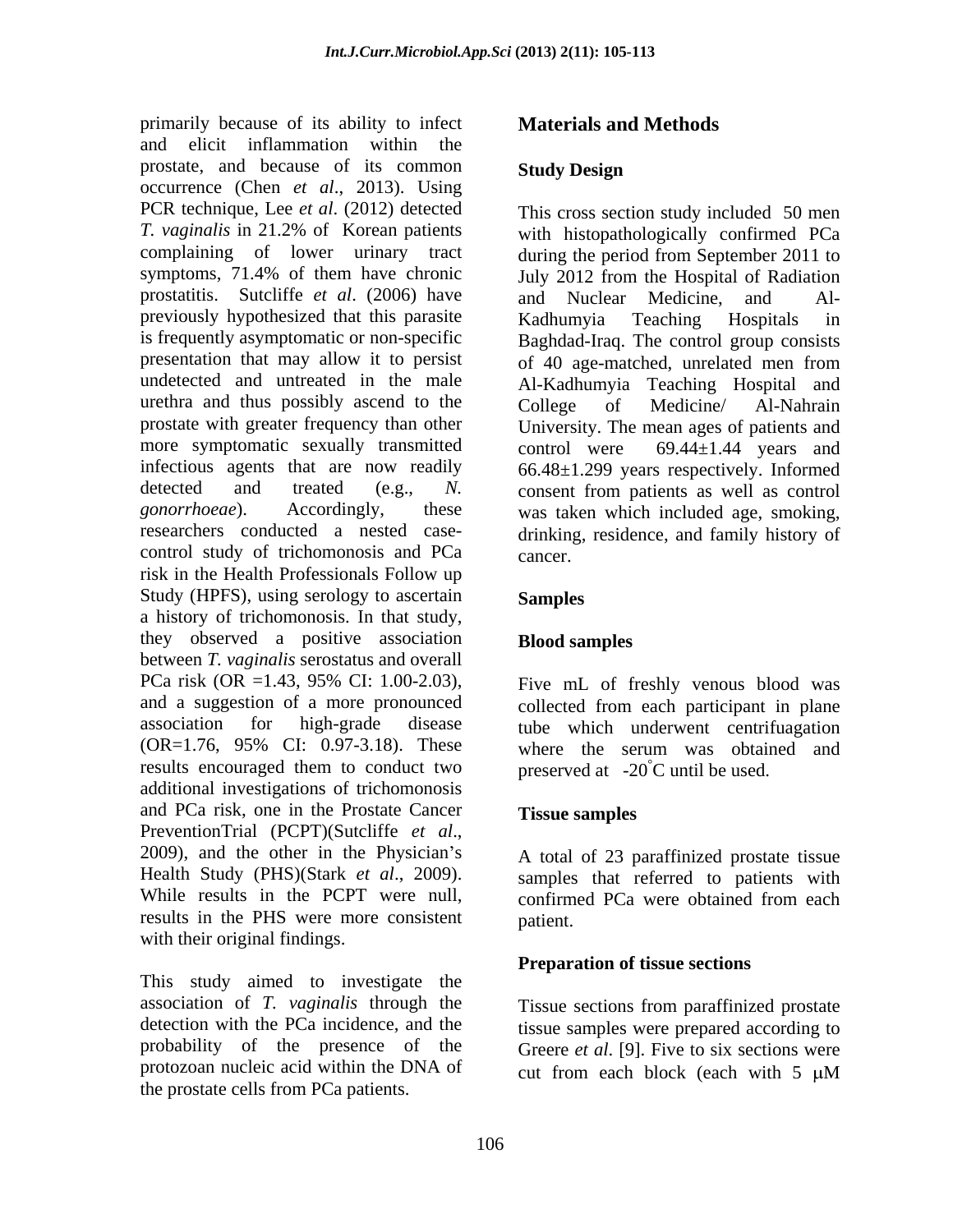primarily because of its ability to infect and elicit inflammation within the prostate, and because of its common occurrence (Chen *et al*., 2013). Using PCR technique, Lee *et al*. (2012) detected *T. vaginalis* in 21.2% of Korean patients complaining of lower urinary tract symptoms, 71.4% of them have chronic prostatitis. Sutcliffe *et al*. (2006) have previously hypothesized that this parasite is frequently asymptomatic or non-specific presentation that may allow it to persist undetected and untreated in the male urethra and thus possibly ascend to the prostate with greater frequency than other more symptomatic sexually transmitted infectious agents that are now readily detected and treated (e.g., *N. gonorrhoeae*). Accordingly, these researchers conducted a nested case-control study of trichomonosis and PCa risk in the Health Professionals Follow up Study (HPFS), using serology to ascertain a history of trichomonosis. In that study, they observed a positive association between *T. vaginalis* serostatus and overall PCa risk (OR =1.43, 95% CI: 1.00-2.03), and a suggestion of a more pronounced association for high-grade disease (OR=1.76, 95% CI: 0.97-3.18). These results encouraged them to conduct two additional investigations of trichomonosis and PCa risk, one in the Prostate Cancer PreventionTrial (PCPT)(Sutcliffe *et al*., 2009), and the other in the Physician's Health Study (PHS)(Stark *et al*., 2009). While results in the PCPT were null, results in the PHS were more consistent with their original findings.

This study aimed to investigate the association of *T. vaginalis* through the detection with the PCa incidence, and the probability of the presence of the protozoan nucleic acid within the DNA of the prostate cells from PCa patients.

## Materials and Methods

### Study Design

This cross section study included 50 men with histopathologically confirmed PCa during the period from September 2011 to July 2012 from the Hospital of Radiation and Nuclear Medicine, and Al-Kadhumyia Teaching Hospitals in Baghdad-Iraq. The control group consists of 40 age-matched, unrelated men from Al-Kadhumyia Teaching Hospital and College of Medicine/ Al-Nahrain University. The mean ages of patients and control were 69.44±1.44 years and 66.48±1.299 years respectively. Informed consent from patients as well as control was taken which included age, smoking, drinking, residence, and family history of cancer.

### Samples

### Blood samples

Five mL of freshly venous blood was collected from each participant in plane tube which underwent centrifuagation where the serum was obtained and preserved at -20°C until be used.

### Tissue samples

A total of 23 paraffinized prostate tissue samples that referred to patients with confirmed PCa were obtained from each patient.

### Preparation of tissue sections

Tissue sections from paraffinized prostate tissue samples were prepared according to Greere *et al.* [9]. Five to six sections were cut from each block (each with 5 μM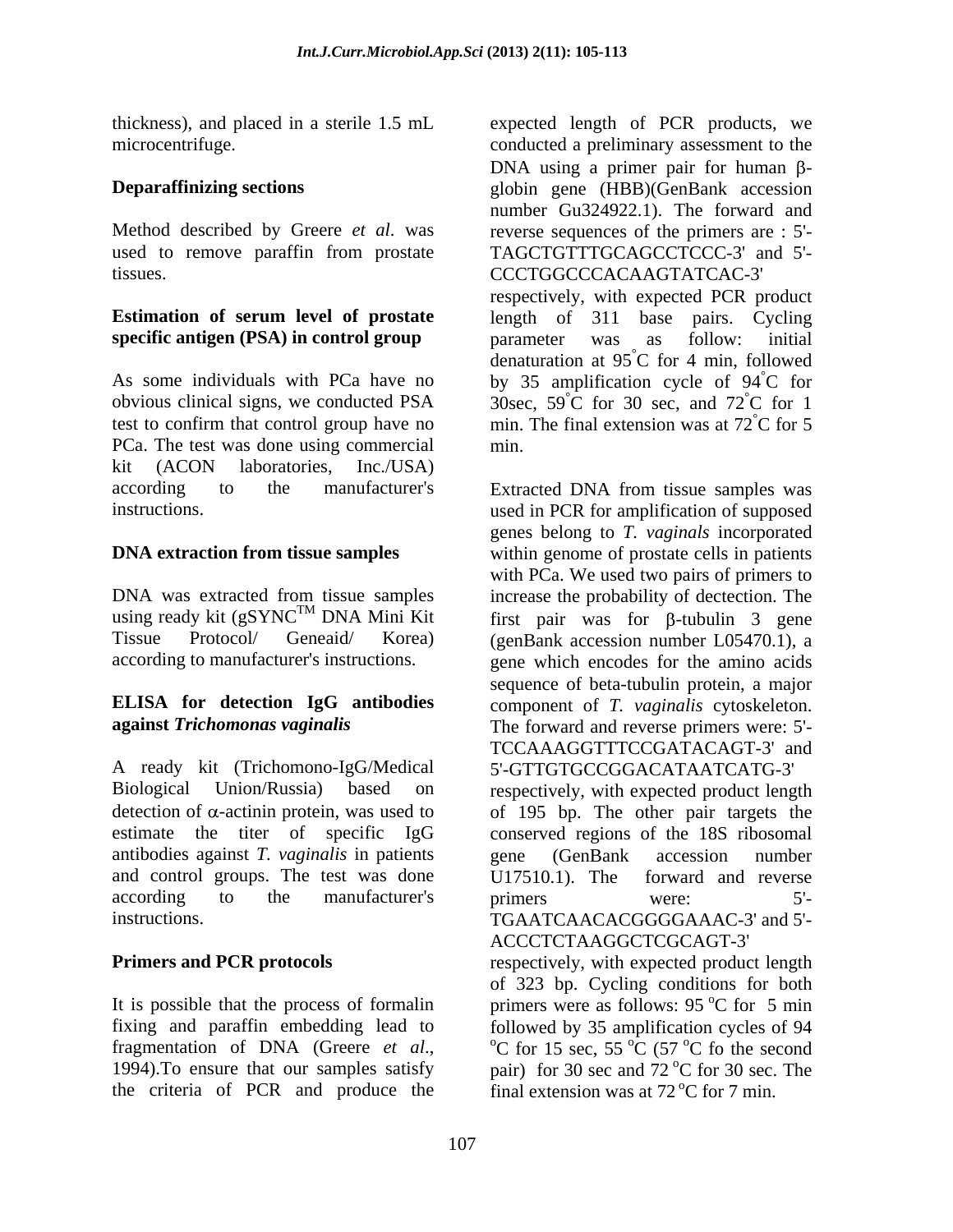thickness), and placed in a sterile 1.5 mL microcentrifuge.

**Deparaffinizing sections**

Method described by Greere *et al.* was used to remove paraffin from prostate tissues.

**Estimation of serum level of prostate specific antigen (PSA) in control group**

As some individuals with PCa have no obvious clinical signs, we conducted PSA test to confirm that control group have no PCa. The test was done using commercial kit (ACON laboratories, Inc./USA) according to the manufacturer's instructions.

**DNA extraction from tissue samples**

DNA was extracted from tissue samples using ready kit (gSYNC$^{TM}$ DNA Mini Kit Tissue Protocol/ Geneaid/ Korea) according to manufacturer's instructions.

**ELISA for detection IgG antibodies against *Trichomonas vaginalis***

A ready kit (Trichomono-IgG/Medical Biological Union/Russia) based on detection of $\alpha$-actinin protein, was used to estimate the titer of specific IgG antibodies against *T. vaginalis* in patients and control groups. The test was done according to the manufacturer's instructions.

**Primers and PCR protocols**

It is possible that the process of formalin fixing and paraffin embedding lead to fragmentation of DNA (Greere *et al*., 1994).To ensure that our samples satisfy the criteria of PCR and produce the expected length of PCR products, we conducted a preliminary assessment to the DNA using a primer pair for human $\beta$-globin gene (HBB)(GenBank accession number Gu324922.1). The forward and reverse sequences of the primers are : 5'-TAGCTGTTTGCAGCCTCCC-3' and 5'-CCCTGGCCCACAAGTATCAC-3' respectively, with expected PCR product length of 311 base pairs. Cycling parameter was as follow: initial denaturation at 95°C for 4 min, followed by 35 amplification cycle of 94°C for 30sec, 59°C for 30 sec, and 72°C for 1 min. The final extension was at 72°C for 5 min.

Extracted DNA from tissue samples was used in PCR for amplification of supposed genes belong to *T. vaginals* incorporated within genome of prostate cells in patients with PCa. We used two pairs of primers to increase the probability of dectection. The first pair was for $\beta$-tubulin 3 gene (genBank accession number L05470.1), a gene which encodes for the amino acids sequence of beta-tubulin protein, a major component of *T. vaginalis* cytoskeleton. The forward and reverse primers were: 5'-TCCAAAGGTTTCCGATACAGT-3' and 5'-GTTGTGCCGGACATAATCATG-3' respectively, with expected product length of 195 bp. The other pair targets the conserved regions of the 18S ribosomal gene (GenBank accession number U17510.1). The forward and reverse primers were: 5'-TGAATCAACACGGGGAAAC-3' and 5'-ACCCTCTAAGGCTCGCAGT-3' respectively, with expected product length of 323 bp. Cycling conditions for both primers were as follows: 95 °C for 5 min followed by 35 amplification cycles of 94 °C for 15 sec, 55 °C (57 °C fo the second pair) for 30 sec and 72 °C for 30 sec. The final extension was at 72 °C for 7 min.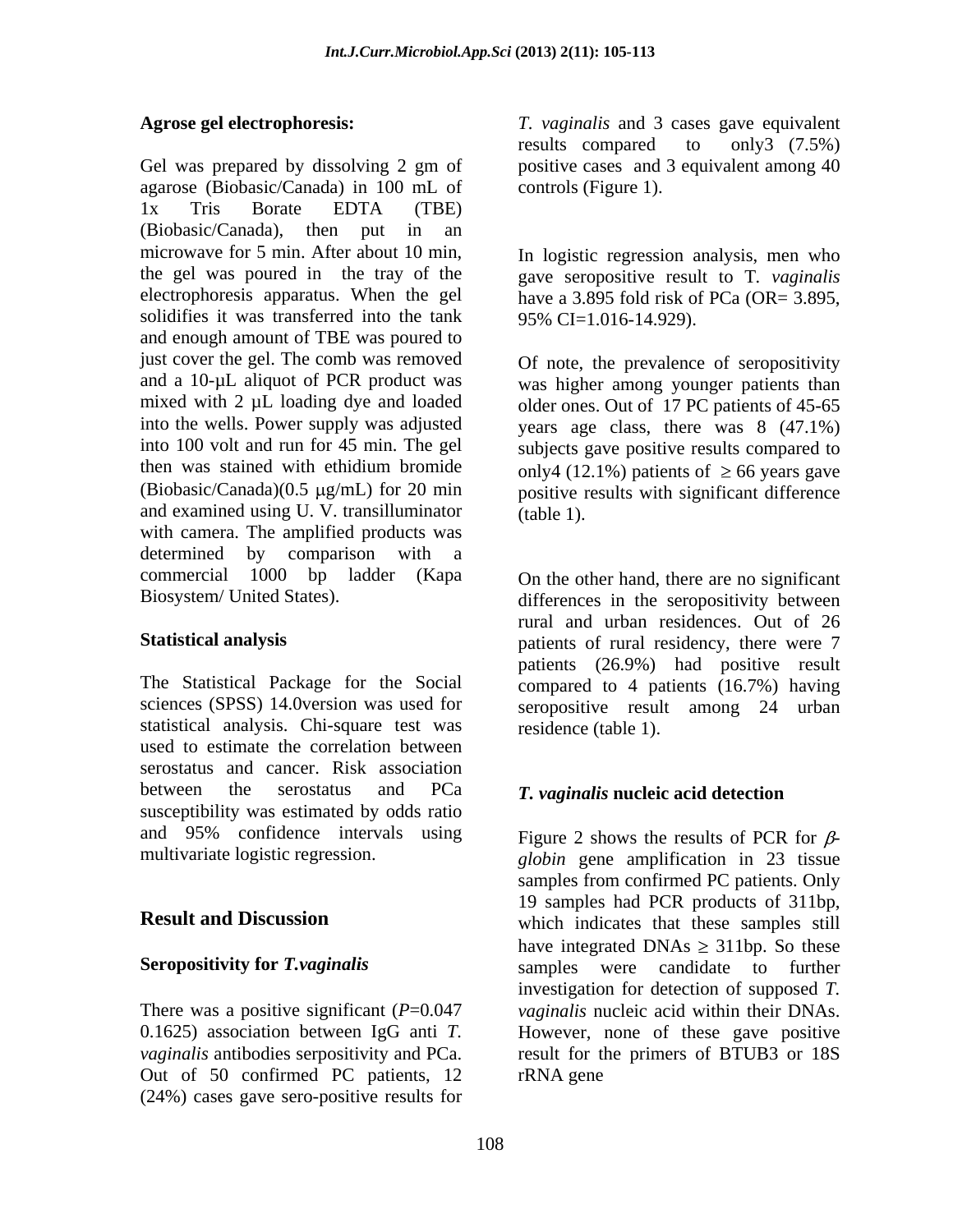**Agrose gel electrophoresis:**

Gel was prepared by dissolving 2 gm of agarose (Biobasic/Canada) in 100 mL of 1x Tris Borate EDTA (TBE) (Biobasic/Canada), then put in an microwave for 5 min. After about 10 min, the gel was poured in the tray of the electrophoresis apparatus. When the gel solidifies it was transferred into the tank and enough amount of TBE was poured to just cover the gel. The comb was removed and a 10-µL aliquot of PCR product was mixed with 2 µL loading dye and loaded into the wells. Power supply was adjusted into 100 volt and run for 45 min. The gel then was stained with ethidium bromide (Biobasic/Canada)(0.5 µg/mL) for 20 min and examined using U. V. transilluminator with camera. The amplified products was determined by comparison with a commercial 1000 bp ladder (Kapa Biosystem/ United States).

## Statistical analysis

The Statistical Package for the Social sciences (SPSS) 14.0version was used for statistical analysis. Chi-square test was used to estimate the correlation between serostatus and cancer. Risk association between the serostatus and PCa susceptibility was estimated by odds ratio and 95% confidence intervals using multivariate logistic regression.

## Result and Discussion

### Seropositivity for *T.vaginalis*

There was a positive significant (*P*=0.047 0.1625) association between IgG anti *T. vaginalis* antibodies serpositivity and PCa. Out of 50 confirmed PC patients, 12 (24%) cases gave sero-positive results for *T. vaginalis* and 3 cases gave equivalent results compared to only3 (7.5%) positive cases and 3 equivalent among 40 controls (Figure 1).

In logistic regression analysis, men who gave seropositive result to T. *vaginalis* have a 3.895 fold risk of PCa (OR= 3.895, 95% CI=1.016-14.929).

Of note, the prevalence of seropositivity was higher among younger patients than older ones. Out of 17 PC patients of 45-65 years age class, there was 8 (47.1%) subjects gave positive results compared to only4 (12.1%) patients of $\geq$ 66 years gave positive results with significant difference (table 1).

On the other hand, there are no significant differences in the seropositivity between rural and urban residences. Out of 26 patients of rural residency, there were 7 patients (26.9%) had positive result compared to 4 patients (16.7%) having seropositive result among 24 urban residence (table 1).

### *T. vaginalis* nucleic acid detection

Figure 2 shows the results of PCR for $\beta$-*globin* gene amplification in 23 tissue samples from confirmed PC patients. Only 19 samples had PCR products of 311bp, which indicates that these samples still have integrated DNAs $\geq$ 311bp. So these samples were candidate to further investigation for detection of supposed *T. vaginalis* nucleic acid within their DNAs. However, none of these gave positive result for the primers of BTUB3 or 18S rRNA gene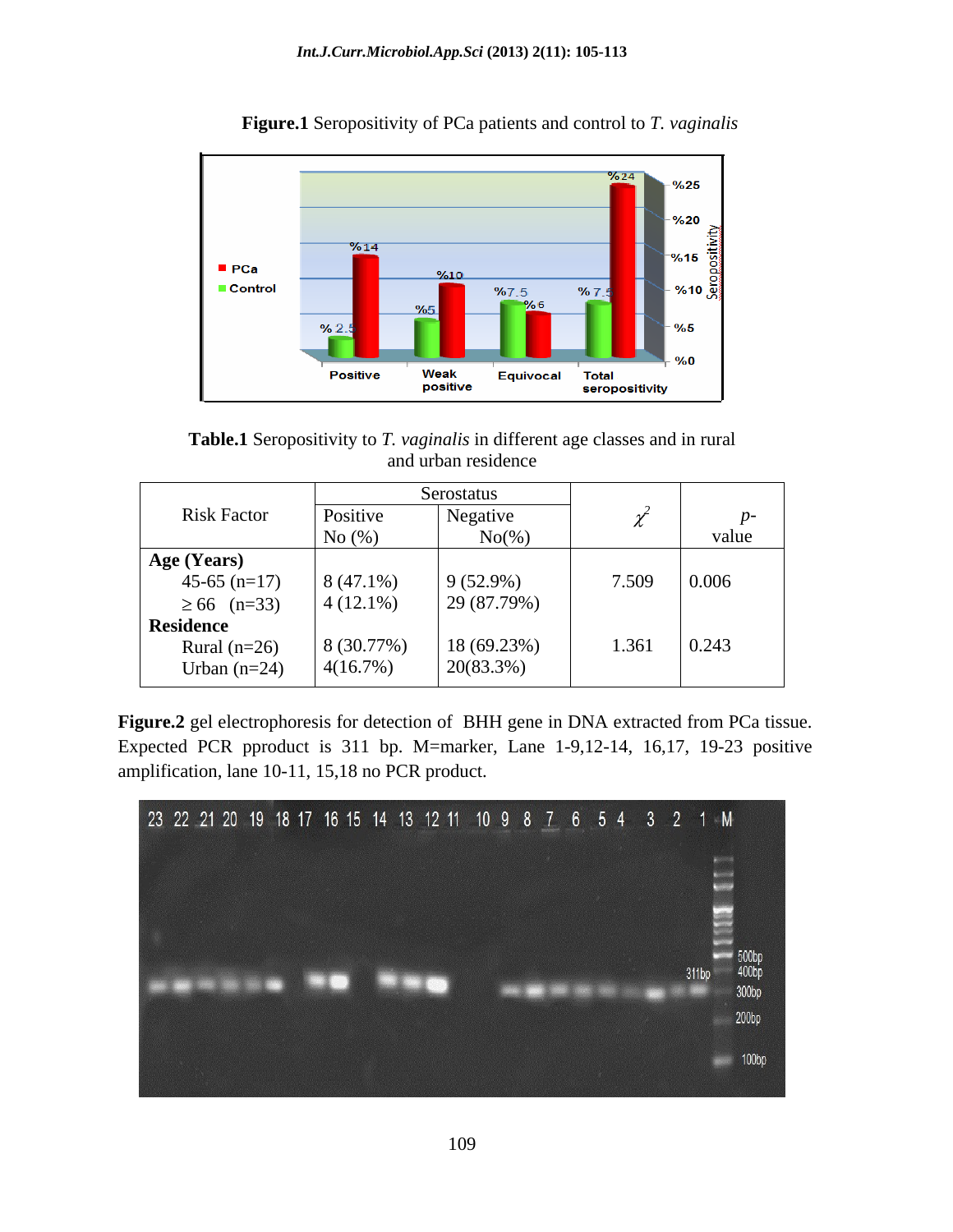**Figure.1** Seropositivity of PCa patients and control to *T. vaginalis*

**Table.1** Seropositivity to *T. vaginalis* in different age classes and in rural and urban residence

| Risk Factor | Serostatus | | $\chi^2$ | *p*-value |
|---|---|---|---|---|
| | Positive No (%) | Negative No(%) | | |
| **Age (Years)** | | | | |
| 45-65 (n=17) | 8 (47.1%) | 9 (52.9%) | 7.509 | 0.006 |
| ≥ 66 (n=33) | 4 (12.1%) | 29 (87.79%) | | |
| **Residence** | | | | |
| Rural (n=26) | 8 (30.77%) | 18 (69.23%) | 1.361 | 0.243 |
| Urban (n=24) | 4(16.7%) | 20(83.3%) | | |

**Figure.2** gel electrophoresis for detection of BHH gene in DNA extracted from PCa tissue. Expected PCR pproduct is 311 bp. M=marker, Lane 1-9,12-14, 16,17, 19-23 positive amplification, lane 10-11, 15,18 no PCR product.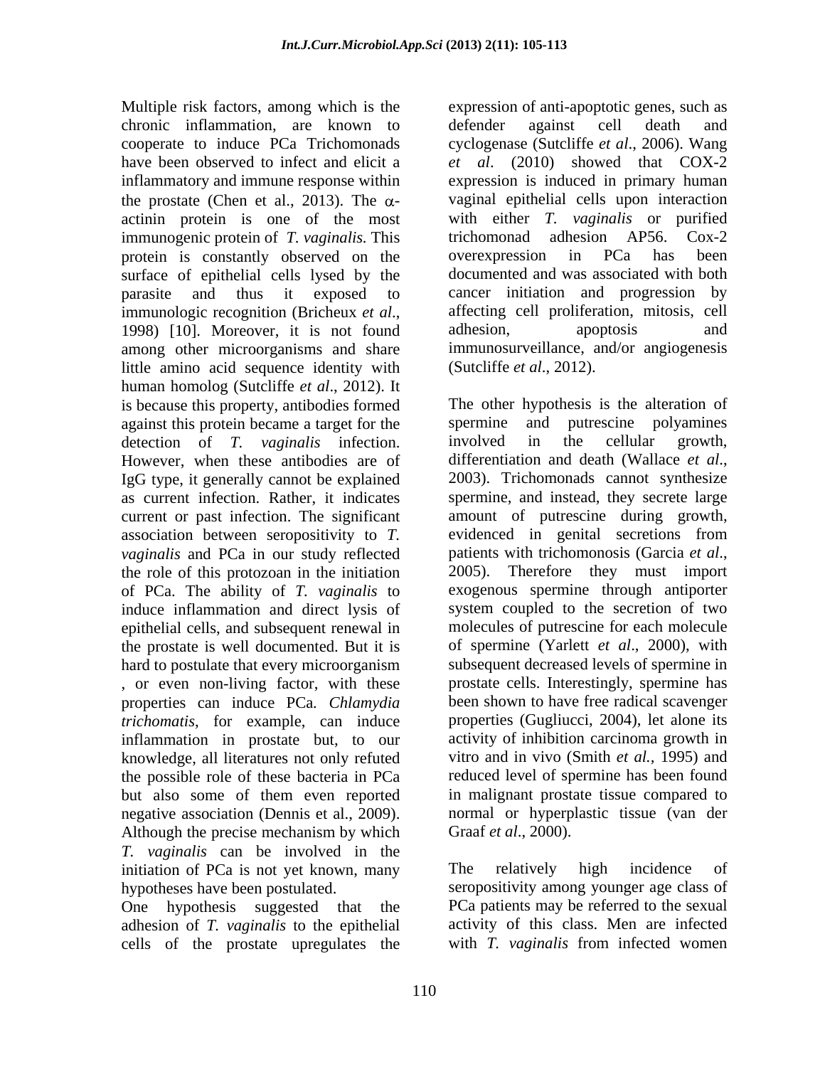Multiple risk factors, among which is the chronic inflammation, are known to cooperate to induce PCa Trichomonads have been observed to infect and elicit a inflammatory and immune response within the prostate (Chen et al., 2013). The $\alpha$-actinin protein is one of the most immunogenic protein of *T. vaginalis.* This protein is constantly observed on the surface of epithelial cells lysed by the parasite and thus it exposed to immunologic recognition (Bricheux *et al*., 1998) [10]. Moreover, it is not found among other microorganisms and share little amino acid sequence identity with human homolog (Sutcliffe *et al*., 2012). It is because this property, antibodies formed against this protein became a target for the detection of *T. vaginalis* infection. However, when these antibodies are of IgG type, it generally cannot be explained as current infection. Rather, it indicates current or past infection. The significant association between seropositivity to *T. vaginalis* and PCa in our study reflected the role of this protozoan in the initiation of PCa. The ability of *T. vaginalis* to induce inflammation and direct lysis of epithelial cells, and subsequent renewal in the prostate is well documented. But it is hard to postulate that every microorganism , or even non-living factor, with these properties can induce PCa. *Chlamydia trichomatis*, for example, can induce inflammation in prostate but, to our knowledge, all literatures not only refuted the possible role of these bacteria in PCa but also some of them even reported negative association (Dennis et al., 2009). Although the precise mechanism by which *T. vaginalis* can be involved in the initiation of PCa is not yet known, many hypotheses have been postulated.

One hypothesis suggested that the adhesion of *T. vaginalis* to the epithelial cells of the prostate upregulates the expression of anti-apoptotic genes, such as defender against cell death and cyclogenase (Sutcliffe *et al*., 2006). Wang *et al*. (2010) showed that COX-2 expression is induced in primary human vaginal epithelial cells upon interaction with either *T. vaginalis* or purified trichomonad adhesion AP56. Cox-2 overexpression in PCa has been documented and was associated with both cancer initiation and progression by affecting cell proliferation, mitosis, cell adhesion, apoptosis and immunosurveillance, and/or angiogenesis (Sutcliffe *et al*., 2012).

The other hypothesis is the alteration of spermine and putrescine polyamines involved in the cellular growth, differentiation and death (Wallace *et al*., 2003). Trichomonads cannot synthesize spermine, and instead, they secrete large amount of putrescine during growth, evidenced in genital secretions from patients with trichomonosis (Garcia *et al*., 2005). Therefore they must import exogenous spermine through antiporter system coupled to the secretion of two molecules of putrescine for each molecule of spermine (Yarlett *et al*., 2000), with subsequent decreased levels of spermine in prostate cells. Interestingly, spermine has been shown to have free radical scavenger properties (Gugliucci, 2004), let alone its activity of inhibition carcinoma growth in vitro and in vivo (Smith *et al.*, 1995) and reduced level of spermine has been found in malignant prostate tissue compared to normal or hyperplastic tissue (van der Graaf *et al*., 2000).

The relatively high incidence of seropositivity among younger age class of PCa patients may be referred to the sexual activity of this class. Men are infected with *T. vaginalis* from infected women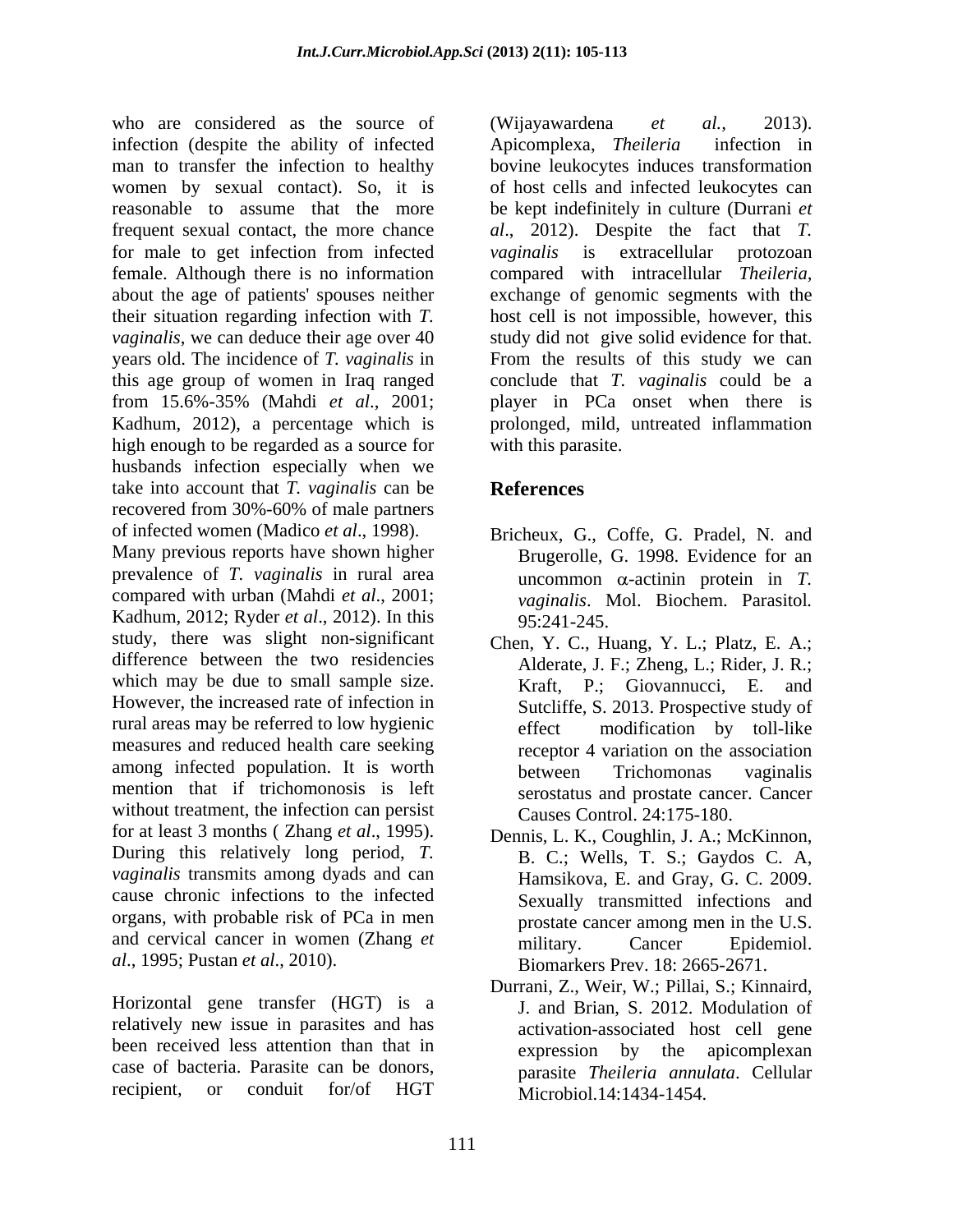who are considered as the source of infection (despite the ability of infected man to transfer the infection to healthy women by sexual contact). So, it is reasonable to assume that the more frequent sexual contact, the more chance for male to get infection from infected female. Although there is no information about the age of patients' spouses neither their situation regarding infection with *T. vaginalis*, we can deduce their age over 40 years old. The incidence of *T. vaginalis* in this age group of women in Iraq ranged from 15.6%-35% (Mahdi *et al*., 2001; Kadhum, 2012), a percentage which is high enough to be regarded as a source for husbands infection especially when we take into account that *T. vaginalis* can be recovered from 30%-60% of male partners of infected women (Madico *et al*., 1998). Many previous reports have shown higher prevalence of *T. vaginalis* in rural area compared with urban (Mahdi *et al*., 2001; Kadhum, 2012; Ryder *et al*., 2012). In this study, there was slight non-significant difference between the two residencies which may be due to small sample size. However, the increased rate of infection in rural areas may be referred to low hygienic measures and reduced health care seeking among infected population. It is worth mention that if trichomonosis is left without treatment, the infection can persist for at least 3 months ( Zhang *et al*., 1995). During this relatively long period, *T. vaginalis* transmits among dyads and can cause chronic infections to the infected organs, with probable risk of PCa in men and cervical cancer in women (Zhang *et al*., 1995; Pustan *et al*., 2010).

Horizontal gene transfer (HGT) is a relatively new issue in parasites and has been received less attention than that in case of bacteria. Parasite can be donors, recipient, or conduit for/of HGT (Wijayawardena *et al.*, 2013). Apicomplexa, *Theileria* infection in bovine leukocytes induces transformation of host cells and infected leukocytes can be kept indefinitely in culture (Durrani *et al*., 2012). Despite the fact that *T. vaginalis* is extracellular protozoan compared with intracellular *Theileria*, exchange of genomic segments with the host cell is not impossible, however, this study did not give solid evidence for that. From the results of this study we can conclude that *T. vaginalis* could be a player in PCa onset when there is prolonged, mild, untreated inflammation with this parasite.

## References

Bricheux, G., Coffe, G. Pradel, N. and Brugerolle, G. 1998. Evidence for an uncommon $\alpha$-actinin protein in *T. vaginalis*. Mol. Biochem. Parasitol. 95:241-245.

Chen, Y. C., Huang, Y. L.; Platz, E. A.; Alderate, J. F.; Zheng, L.; Rider, J. R.; Kraft, P.; Giovannucci, E. and Sutcliffe, S. 2013. Prospective study of effect modification by toll-like receptor 4 variation on the association between Trichomonas vaginalis serostatus and prostate cancer. Cancer Causes Control. 24:175-180.

Dennis, L. K., Coughlin, J. A.; McKinnon, B. C.; Wells, T. S.; Gaydos C. A, Hamsikova, E. and Gray, G. C. 2009. Sexually transmitted infections and prostate cancer among men in the U.S. military. Cancer Epidemiol. Biomarkers Prev. 18: 2665-2671.

Durrani, Z., Weir, W.; Pillai, S.; Kinnaird, J. and Brian, S. 2012. Modulation of activation-associated host cell gene expression by the apicomplexan parasite *Theileria annulata*. Cellular Microbiol.14:1434-1454.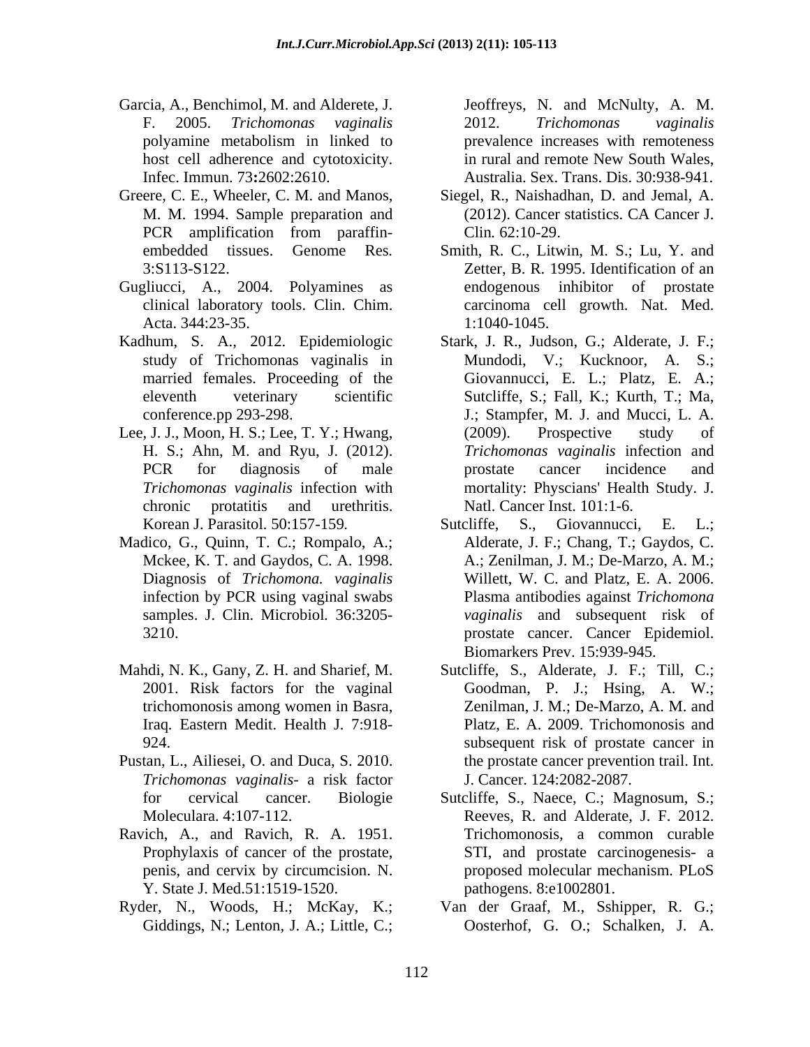Garcia, A., Benchimol, M. and Alderete, J. F. 2005. *Trichomonas vaginalis* polyamine metabolism in linked to host cell adherence and cytotoxicity. Infec. Immun. 73**:**2602:2610.

Greere, C. E., Wheeler, C. M. and Manos, M. M. 1994. Sample preparation and PCR amplification from paraffin-embedded tissues. Genome Res. 3:S113-S122.

Gugliucci, A., 2004. Polyamines as clinical laboratory tools. Clin. Chim. Acta. 344:23-35.

Kadhum, S. A., 2012. Epidemiologic study of Trichomonas vaginalis in married females. Proceeding of the eleventh veterinary scientific conference.pp 293-298.

Lee, J. J., Moon, H. S.; Lee, T. Y.; Hwang, H. S.; Ahn, M. and Ryu, J. (2012). PCR for diagnosis of male *Trichomonas vaginalis* infection with chronic protatitis and urethritis. Korean J. Parasitol. 50:157-159.

Madico, G., Quinn, T. C.; Rompalo, A.; Mckee, K. T. and Gaydos, C. A. 1998. Diagnosis of *Trichomona. vaginalis* infection by PCR using vaginal swabs samples. J. Clin. Microbiol. 36:3205-3210.

Mahdi, N. K., Gany, Z. H. and Sharief, M. 2001. Risk factors for the vaginal trichomonosis among women in Basra, Iraq. Eastern Medit. Health J. 7:918-924.

Pustan, L., Ailiesei, O. and Duca, S. 2010. *Trichomonas vaginalis*- a risk factor for cervical cancer. Biologie Moleculara. 4:107-112.

Ravich, A., and Ravich, R. A. 1951. Prophylaxis of cancer of the prostate, penis, and cervix by circumcision. N. Y. State J. Med.51:1519-1520.

Ryder, N., Woods, H.; McKay, K.; Giddings, N.; Lenton, J. A.; Little, C.; Jeoffreys, N. and McNulty, A. M. 2012. *Trichomonas vaginalis* prevalence increases with remoteness in rural and remote New South Wales, Australia. Sex. Trans. Dis. 30:938-941.

Siegel, R., Naishadhan, D. and Jemal, A. (2012). Cancer statistics. CA Cancer J. Clin. 62:10-29.

Smith, R. C., Litwin, M. S.; Lu, Y. and Zetter, B. R. 1995. Identification of an endogenous inhibitor of prostate carcinoma cell growth. Nat. Med. 1:1040-1045.

Stark, J. R., Judson, G.; Alderate, J. F.; Mundodi, V.; Kucknoor, A. S.; Giovannucci, E. L.; Platz, E. A.; Sutcliffe, S.; Fall, K.; Kurth, T.; Ma, J.; Stampfer, M. J. and Mucci, L. A. (2009). Prospective study of *Trichomonas vaginalis* infection and prostate cancer incidence and mortality: Physcians' Health Study. J. Natl. Cancer Inst. 101:1-6.

Sutcliffe, S., Giovannucci, E. L.; Alderate, J. F.; Chang, T.; Gaydos, C. A.; Zenilman, J. M.; De-Marzo, A. M.; Willett, W. C. and Platz, E. A. 2006. Plasma antibodies against *Trichomona vaginalis* and subsequent risk of prostate cancer. Cancer Epidemiol. Biomarkers Prev. 15:939-945.

Sutcliffe, S., Alderate, J. F.; Till, C.; Goodman, P. J.; Hsing, A. W.; Zenilman, J. M.; De-Marzo, A. M. and Platz, E. A. 2009. Trichomonosis and subsequent risk of prostate cancer in the prostate cancer prevention trail. Int. J. Cancer. 124:2082-2087.

Sutcliffe, S., Naece, C.; Magnosum, S.; Reeves, R. and Alderate, J. F. 2012. Trichomonosis, a common curable STI, and prostate carcinogenesis- a proposed molecular mechanism. PLoS pathogens. 8:e1002801.

Van der Graaf, M., Sshipper, R. G.; Oosterhof, G. O.; Schalken, J. A.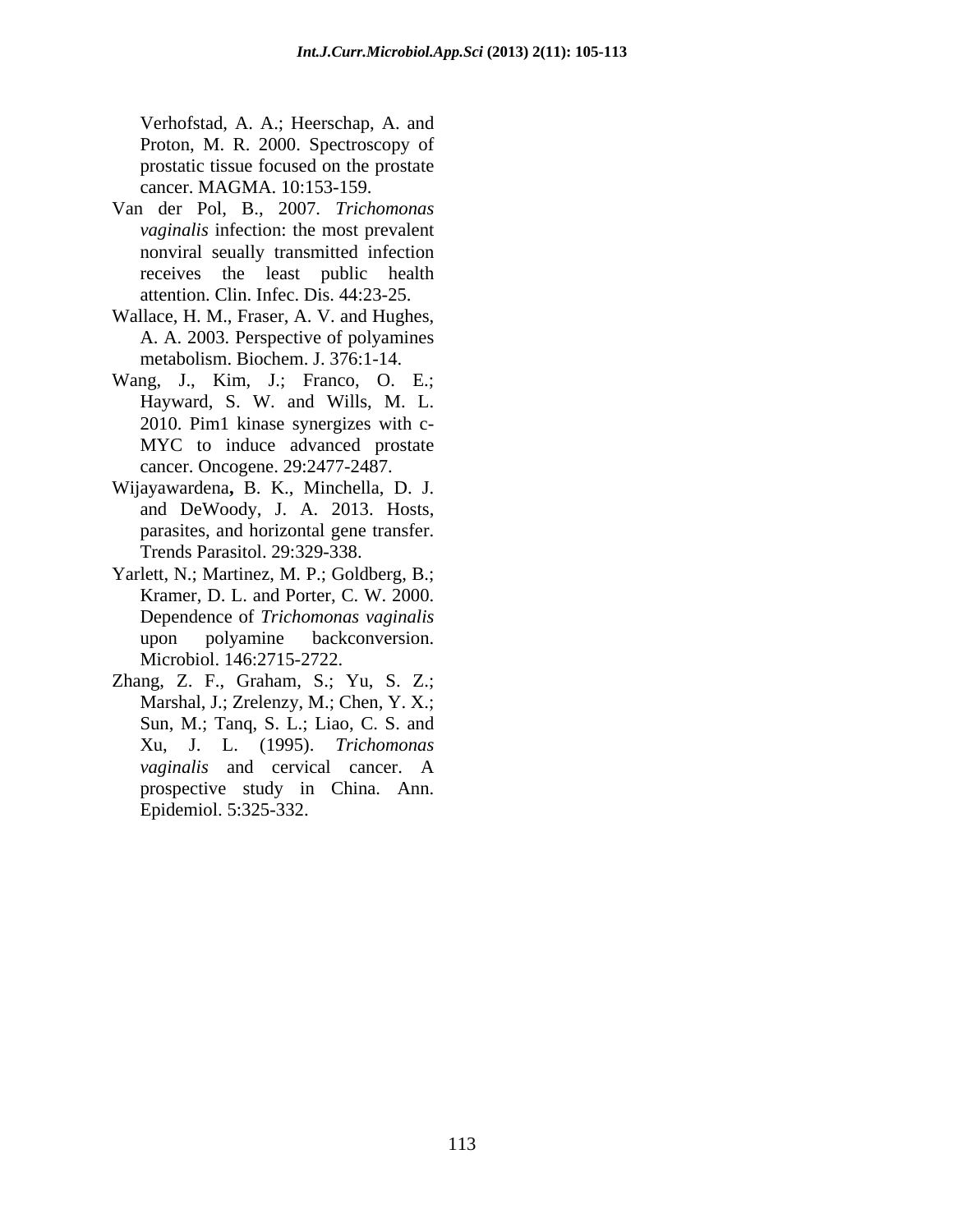Verhofstad, A. A.; Heerschap, A. and Proton, M. R. 2000. Spectroscopy of prostatic tissue focused on the prostate cancer. MAGMA. 10:153-159.

Van der Pol, B., 2007. *Trichomonas vaginalis* infection: the most prevalent nonviral seually transmitted infection receives the least public health attention. Clin. Infec. Dis. 44:23-25.

Wallace, H. M., Fraser, A. V. and Hughes, A. A. 2003. Perspective of polyamines metabolism. Biochem. J. 376:1-14.

Wang, J., Kim, J.; Franco, O. E.; Hayward, S. W. and Wills, M. L. 2010. Pim1 kinase synergizes with c-MYC to induce advanced prostate cancer. Oncogene. 29:2477-2487.

Wijayawardena**,** B. K., Minchella, D. J. and DeWoody, J. A. 2013. Hosts, parasites, and horizontal gene transfer. Trends Parasitol. 29:329-338.

Yarlett, N.; Martinez, M. P.; Goldberg, B.; Kramer, D. L. and Porter, C. W. 2000. Dependence of *Trichomonas vaginalis* upon polyamine backconversion. Microbiol. 146:2715-2722.

Zhang, Z. F., Graham, S.; Yu, S. Z.; Marshal, J.; Zrelenzy, M.; Chen, Y. X.; Sun, M.; Tanq, S. L.; Liao, C. S. and Xu, J. L. (1995). *Trichomonas vaginalis* and cervical cancer. A prospective study in China. Ann. Epidemiol. 5:325-332.